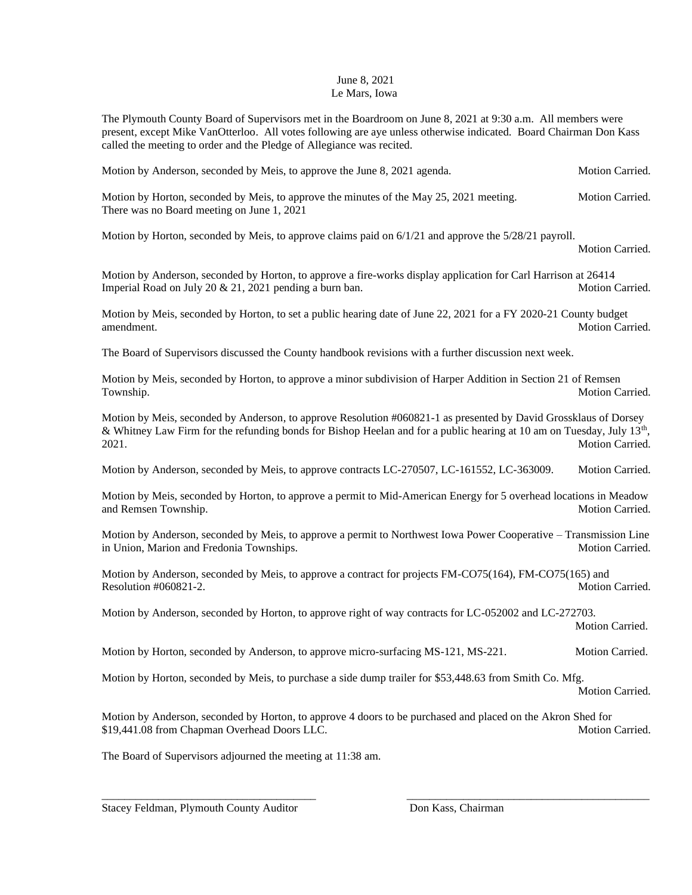June 8, 2021
Le Mars, Iowa

The Plymouth County Board of Supervisors met in the Boardroom on June 8, 2021 at 9:30 a.m. All members were present, except Mike VanOtterloo. All votes following are aye unless otherwise indicated. Board Chairman Don Kass called the meeting to order and the Pledge of Allegiance was recited.

Motion by Anderson, seconded by Meis, to approve the June 8, 2021 agenda. Motion Carried.

Motion by Horton, seconded by Meis, to approve the minutes of the May 25, 2021 meeting. Motion Carried.
There was no Board meeting on June 1, 2021

Motion by Horton, seconded by Meis, to approve claims paid on 6/1/21 and approve the 5/28/21 payroll.
Motion Carried.

Motion by Anderson, seconded by Horton, to approve a fire-works display application for Carl Harrison at 26414 Imperial Road on July 20 & 21, 2021 pending a burn ban. Motion Carried.

Motion by Meis, seconded by Horton, to set a public hearing date of June 22, 2021 for a FY 2020-21 County budget amendment. Motion Carried.

The Board of Supervisors discussed the County handbook revisions with a further discussion next week.

Motion by Meis, seconded by Horton, to approve a minor subdivision of Harper Addition in Section 21 of Remsen Township. Motion Carried.

Motion by Meis, seconded by Anderson, to approve Resolution #060821-1 as presented by David Grossklaus of Dorsey & Whitney Law Firm for the refunding bonds for Bishop Heelan and for a public hearing at 10 am on Tuesday, July 13th, 2021. Motion Carried.

Motion by Anderson, seconded by Meis, to approve contracts LC-270507, LC-161552, LC-363009. Motion Carried.

Motion by Meis, seconded by Horton, to approve a permit to Mid-American Energy for 5 overhead locations in Meadow and Remsen Township. Motion Carried.

Motion by Anderson, seconded by Meis, to approve a permit to Northwest Iowa Power Cooperative – Transmission Line in Union, Marion and Fredonia Townships. Motion Carried.

Motion by Anderson, seconded by Meis, to approve a contract for projects FM-CO75(164), FM-CO75(165) and Resolution #060821-2. Motion Carried.

Motion by Anderson, seconded by Horton, to approve right of way contracts for LC-052002 and LC-272703.
Motion Carried.

Motion by Horton, seconded by Anderson, to approve micro-surfacing MS-121, MS-221. Motion Carried.

Motion by Horton, seconded by Meis, to purchase a side dump trailer for $53,448.63 from Smith Co. Mfg.
Motion Carried.

Motion by Anderson, seconded by Horton, to approve 4 doors to be purchased and placed on the Akron Shed for $19,441.08 from Chapman Overhead Doors LLC. Motion Carried.

The Board of Supervisors adjourned the meeting at 11:38 am.

_______________________________________ _______________________________________

Stacey Feldman, Plymouth County Auditor Don Kass, Chairman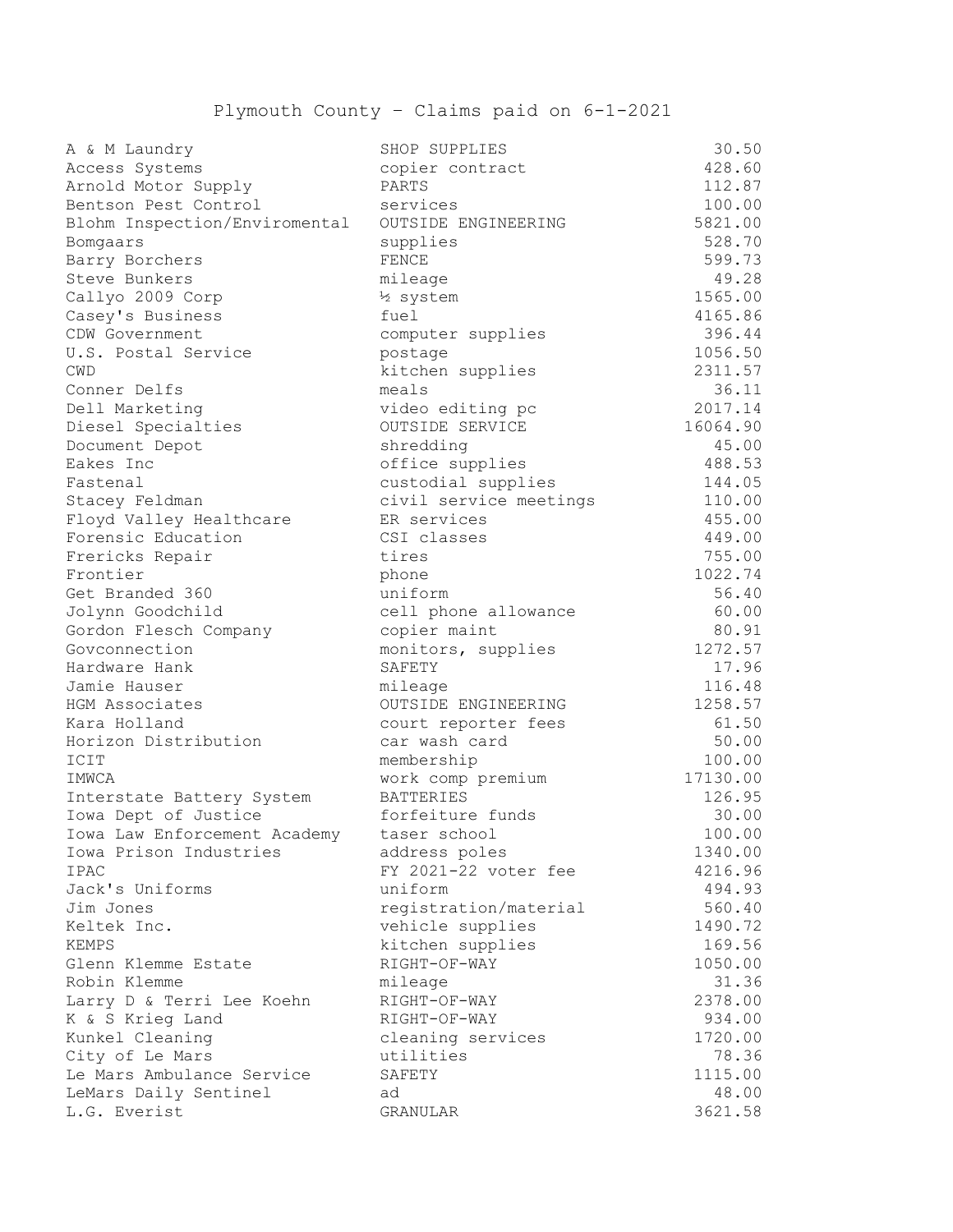# Plymouth County – Claims paid on 6-1-2021

| | | |
|---|---|---|
| A & M Laundry | SHOP SUPPLIES | 30.50 |
| Access Systems | copier contract | 428.60 |
| Arnold Motor Supply | PARTS | 112.87 |
| Bentson Pest Control | services | 100.00 |
| Blohm Inspection/Enviromental | OUTSIDE ENGINEERING | 5821.00 |
| Bomgaars | supplies | 528.70 |
| Barry Borchers | FENCE | 599.73 |
| Steve Bunkers | mileage | 49.28 |
| Callyo 2009 Corp | ½ system | 1565.00 |
| Casey's Business | fuel | 4165.86 |
| CDW Government | computer supplies | 396.44 |
| U.S. Postal Service | postage | 1056.50 |
| CWD | kitchen supplies | 2311.57 |
| Conner Delfs | meals | 36.11 |
| Dell Marketing | video editing pc | 2017.14 |
| Diesel Specialties | OUTSIDE SERVICE | 16064.90 |
| Document Depot | shredding | 45.00 |
| Eakes Inc | office supplies | 488.53 |
| Fastenal | custodial supplies | 144.05 |
| Stacey Feldman | civil service meetings | 110.00 |
| Floyd Valley Healthcare | ER services | 455.00 |
| Forensic Education | CSI classes | 449.00 |
| Frericks Repair | tires | 755.00 |
| Frontier | phone | 1022.74 |
| Get Branded 360 | uniform | 56.40 |
| Jolynn Goodchild | cell phone allowance | 60.00 |
| Gordon Flesch Company | copier maint | 80.91 |
| Govconnection | monitors, supplies | 1272.57 |
| Hardware Hank | SAFETY | 17.96 |
| Jamie Hauser | mileage | 116.48 |
| HGM Associates | OUTSIDE ENGINEERING | 1258.57 |
| Kara Holland | court reporter fees | 61.50 |
| Horizon Distribution | car wash card | 50.00 |
| ICIT | membership | 100.00 |
| IMWCA | work comp premium | 17130.00 |
| Interstate Battery System | BATTERIES | 126.95 |
| Iowa Dept of Justice | forfeiture funds | 30.00 |
| Iowa Law Enforcement Academy | taser school | 100.00 |
| Iowa Prison Industries | address poles | 1340.00 |
| IPAC | FY 2021-22 voter fee | 4216.96 |
| Jack's Uniforms | uniform | 494.93 |
| Jim Jones | registration/material | 560.40 |
| Keltek Inc. | vehicle supplies | 1490.72 |
| KEMPS | kitchen supplies | 169.56 |
| Glenn Klemme Estate | RIGHT-OF-WAY | 1050.00 |
| Robin Klemme | mileage | 31.36 |
| Larry D & Terri Lee Koehn | RIGHT-OF-WAY | 2378.00 |
| K & S Krieg Land | RIGHT-OF-WAY | 934.00 |
| Kunkel Cleaning | cleaning services | 1720.00 |
| City of Le Mars | utilities | 78.36 |
| Le Mars Ambulance Service | SAFETY | 1115.00 |
| LeMars Daily Sentinel | ad | 48.00 |
| L.G. Everist | GRANULAR | 3621.58 |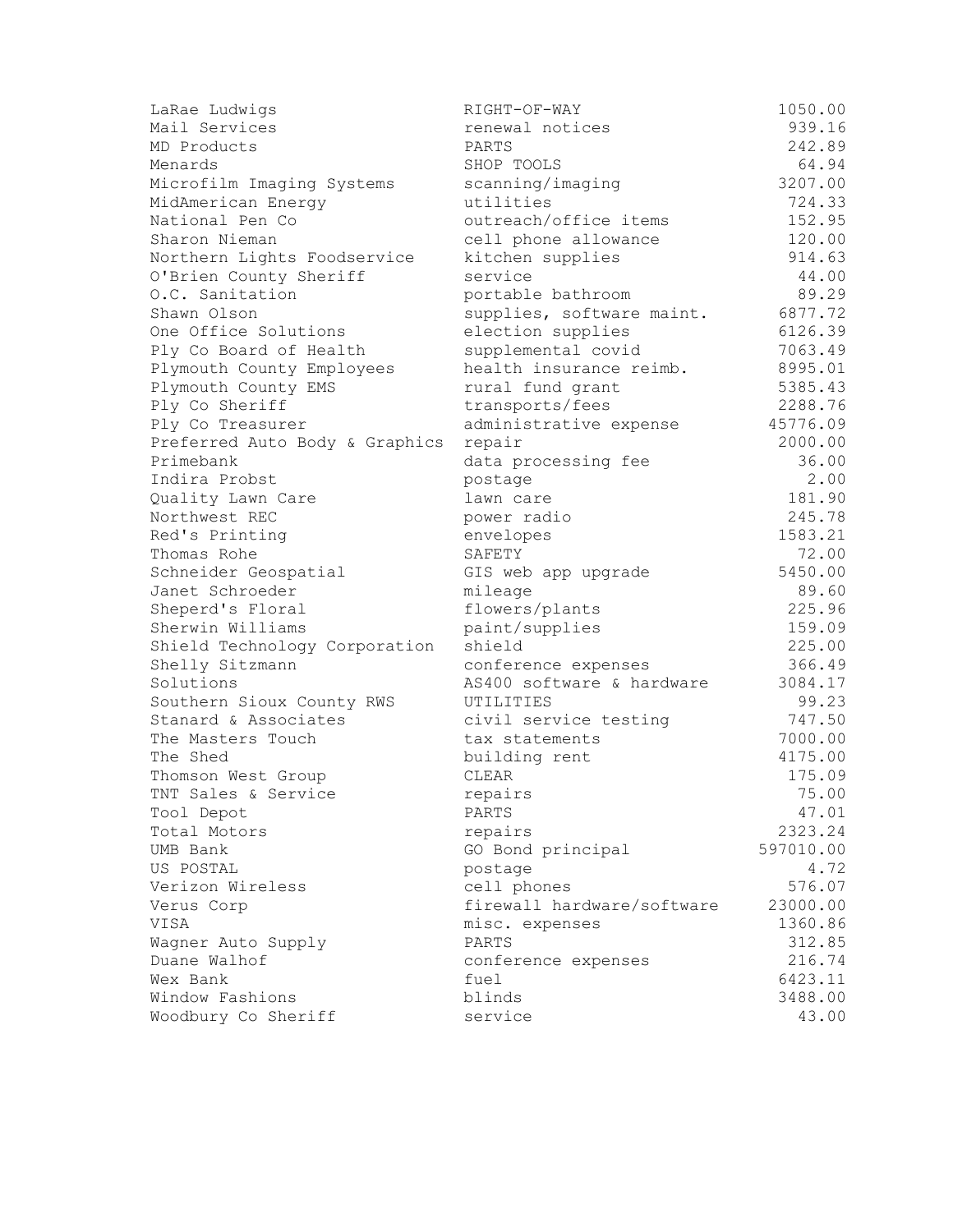| | | |
|---|---|---|
| LaRae Ludwigs | RIGHT-OF-WAY | 1050.00 |
| Mail Services | renewal notices | 939.16 |
| MD Products | PARTS | 242.89 |
| Menards | SHOP TOOLS | 64.94 |
| Microfilm Imaging Systems | scanning/imaging | 3207.00 |
| MidAmerican Energy | utilities | 724.33 |
| National Pen Co | outreach/office items | 152.95 |
| Sharon Nieman | cell phone allowance | 120.00 |
| Northern Lights Foodservice | kitchen supplies | 914.63 |
| O'Brien County Sheriff | service | 44.00 |
| O.C. Sanitation | portable bathroom | 89.29 |
| Shawn Olson | supplies, software maint. | 6877.72 |
| One Office Solutions | election supplies | 6126.39 |
| Ply Co Board of Health | supplemental covid | 7063.49 |
| Plymouth County Employees | health insurance reimb. | 8995.01 |
| Plymouth County EMS | rural fund grant | 5385.43 |
| Ply Co Sheriff | transports/fees | 2288.76 |
| Ply Co Treasurer | administrative expense | 45776.09 |
| Preferred Auto Body & Graphics | repair | 2000.00 |
| Primebank | data processing fee | 36.00 |
| Indira Probst | postage | 2.00 |
| Quality Lawn Care | lawn care | 181.90 |
| Northwest REC | power radio | 245.78 |
| Red's Printing | envelopes | 1583.21 |
| Thomas Rohe | SAFETY | 72.00 |
| Schneider Geospatial | GIS web app upgrade | 5450.00 |
| Janet Schroeder | mileage | 89.60 |
| Sheperd's Floral | flowers/plants | 225.96 |
| Sherwin Williams | paint/supplies | 159.09 |
| Shield Technology Corporation | shield | 225.00 |
| Shelly Sitzmann | conference expenses | 366.49 |
| Solutions | AS400 software & hardware | 3084.17 |
| Southern Sioux County RWS | UTILITIES | 99.23 |
| Stanard & Associates | civil service testing | 747.50 |
| The Masters Touch | tax statements | 7000.00 |
| The Shed | building rent | 4175.00 |
| Thomson West Group | CLEAR | 175.09 |
| TNT Sales & Service | repairs | 75.00 |
| Tool Depot | PARTS | 47.01 |
| Total Motors | repairs | 2323.24 |
| UMB Bank | GO Bond principal | 597010.00 |
| US POSTAL | postage | 4.72 |
| Verizon Wireless | cell phones | 576.07 |
| Verus Corp | firewall hardware/software | 23000.00 |
| VISA | misc. expenses | 1360.86 |
| Wagner Auto Supply | PARTS | 312.85 |
| Duane Walhof | conference expenses | 216.74 |
| Wex Bank | fuel | 6423.11 |
| Window Fashions | blinds | 3488.00 |
| Woodbury Co Sheriff | service | 43.00 |